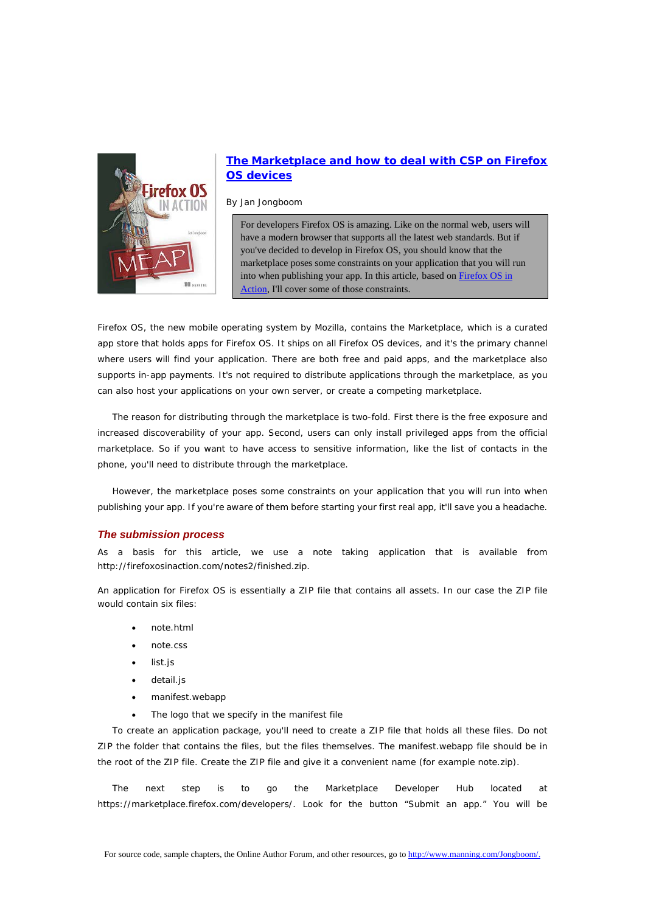# [The Marketplace and how to deal with CSP on Firefox OS devices]()

By Jan Jongboom

> For developers Firefox OS is amazing. Like on the normal web, users will have a modern browser that supports all the latest web standards. But if you've decided to develop in Firefox OS, you should know that the marketplace poses some constraints on your application that you will run into when publishing your app. In this article, based on [Firefox OS in Action](), I'll cover some of those constraints.

Firefox OS, the new mobile operating system by Mozilla, contains the Marketplace, which is a curated app store that holds apps for Firefox OS. It ships on all Firefox OS devices, and it's the primary channel where users will find your application. There are both free and paid apps, and the marketplace also supports in-app payments. It's not required to distribute applications through the marketplace, as you can also host your applications on your own server, or create a competing marketplace.

The reason for distributing through the marketplace is two-fold. First there is the free exposure and increased discoverability of your app. Second, users can only install privileged apps from the official marketplace. So if you want to have access to sensitive information, like the list of contacts in the phone, you'll need to distribute through the marketplace.

However, the marketplace poses some constraints on your application that you will run into when publishing your app. If you're aware of them before starting your first real app, it'll save you a headache.

### *The submission process*

As a basis for this article, we use a note taking application that is available from http://firefoxosinaction.com/notes2/finished.zip.

An application for Firefox OS is essentially a ZIP file that contains all assets. In our case the ZIP file would contain six files:

- note.html
- note.css
- list.js
- detail.js
- manifest.webapp
- The logo that we specify in the manifest file

To create an application package, you'll need to create a ZIP file that holds all these files. Do not ZIP the folder that contains the files, but the files themselves. The manifest.webapp file should be in the root of the ZIP file. Create the ZIP file and give it a convenient name (for example note.zip).

The next step is to go the Marketplace Developer Hub located at https://marketplace.firefox.com/developers/. Look for the button "Submit an app." You will be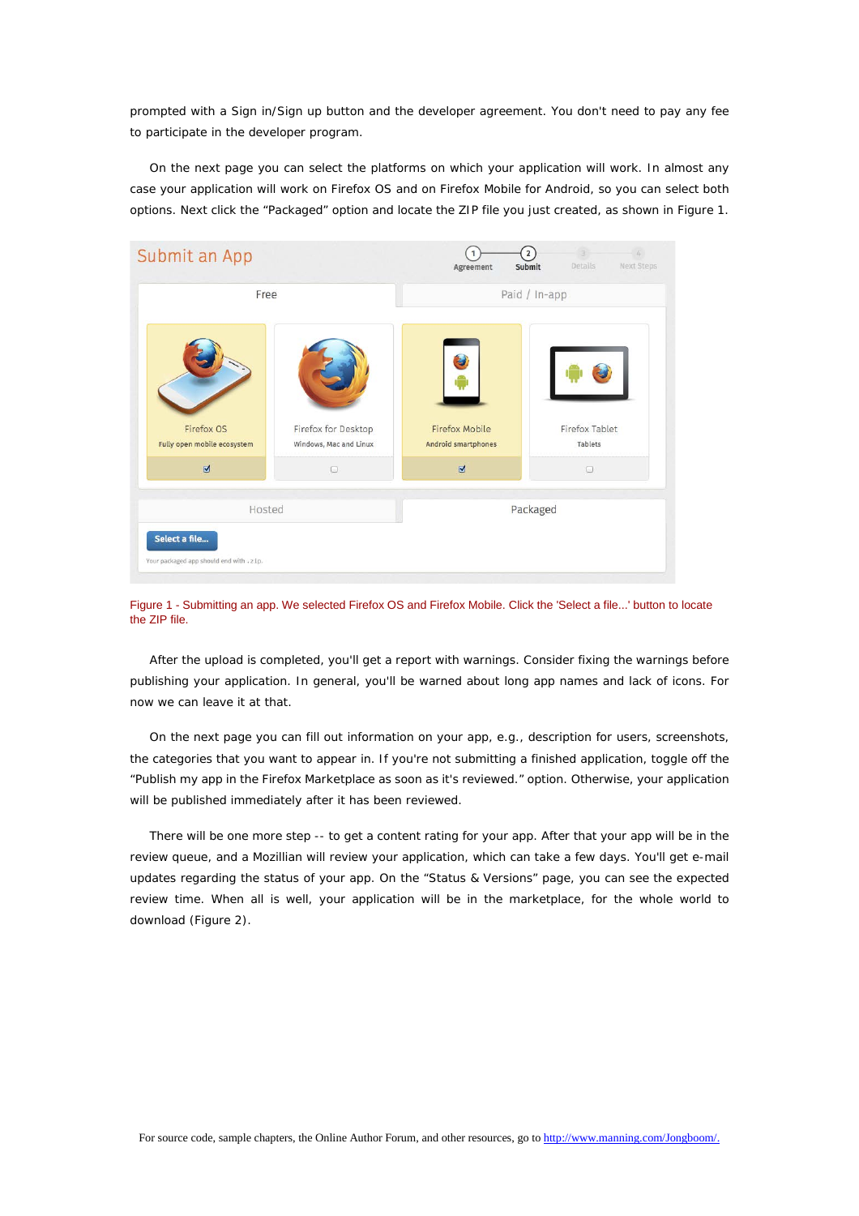prompted with a Sign in/Sign up button and the developer agreement. You don't need to pay any fee to participate in the developer program.

On the next page you can select the platforms on which your application will work. In almost any case your application will work on Firefox OS and on Firefox Mobile for Android, so you can select both options. Next click the "Packaged" option and locate the ZIP file you just created, as shown in Figure 1.

Figure 1 - Submitting an app. We selected Firefox OS and Firefox Mobile. Click the 'Select a file...' button to locate the ZIP file.

After the upload is completed, you'll get a report with warnings. Consider fixing the warnings before publishing your application. In general, you'll be warned about long app names and lack of icons. For now we can leave it at that.

On the next page you can fill out information on your app, e.g., description for users, screenshots, the categories that you want to appear in. If you're not submitting a finished application, toggle off the "Publish my app in the Firefox Marketplace as soon as it's reviewed." option. Otherwise, your application will be published immediately after it has been reviewed.

There will be one more step -- to get a content rating for your app. After that your app will be in the review queue, and a Mozillian will review your application, which can take a few days. You'll get e-mail updates regarding the status of your app. On the "Status & Versions" page, you can see the expected review time. When all is well, your application will be in the marketplace, for the whole world to download (Figure 2).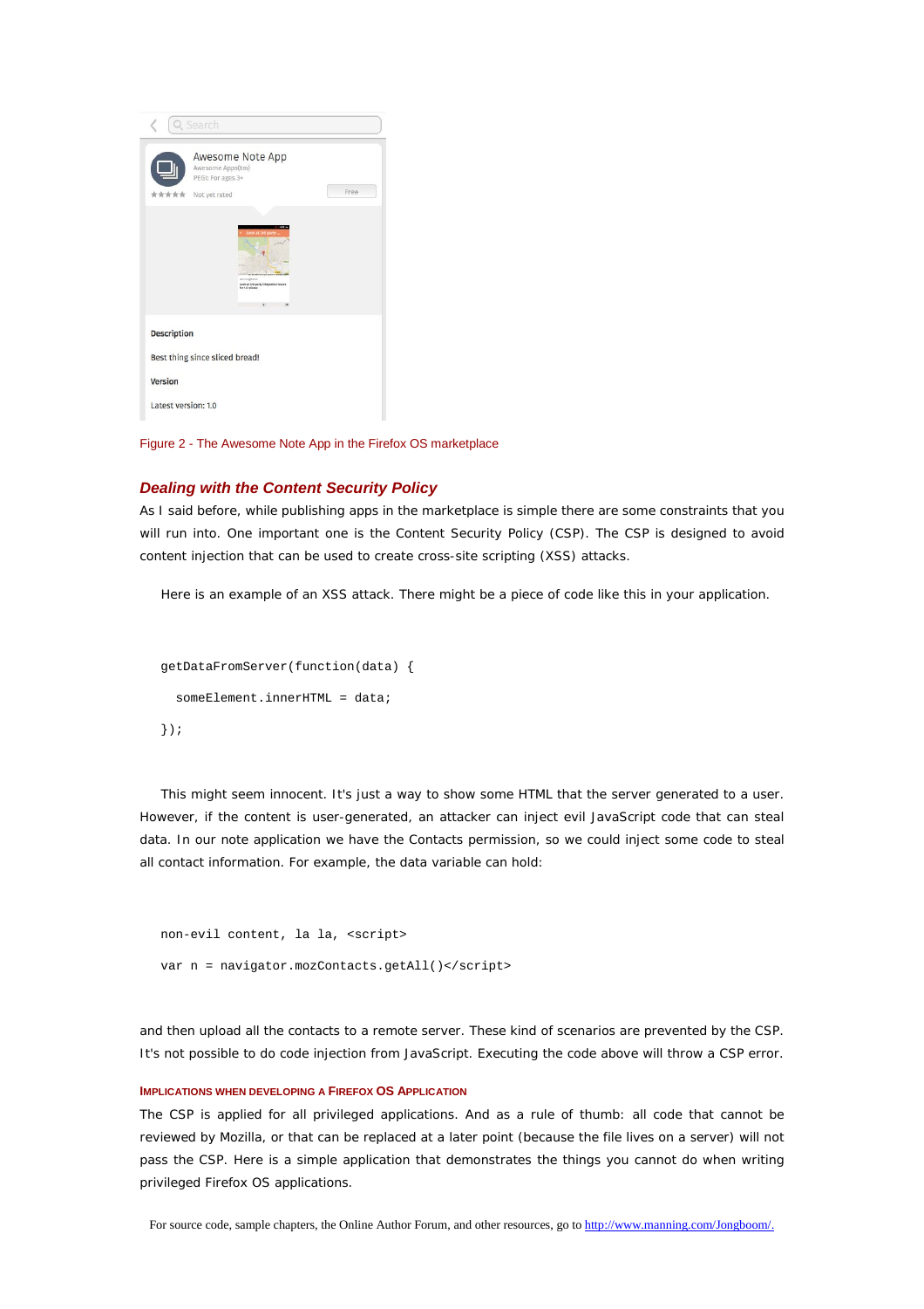Figure 2 - The Awesome Note App in the Firefox OS marketplace

### *Dealing with the Content Security Policy*

As I said before, while publishing apps in the marketplace is simple there are some constraints that you will run into. One important one is the Content Security Policy (CSP). The CSP is designed to avoid content injection that can be used to create cross-site scripting (XSS) attacks.

Here is an example of an XSS attack. There might be a piece of code like this in your application.

```
getDataFromServer(function(data) {
  someElement.innerHTML = data;
});
```

This might seem innocent. It's just a way to show some HTML that the server generated to a user. However, if the content is user-generated, an attacker can inject evil JavaScript code that can steal data. In our note application we have the Contacts permission, so we could inject some code to steal all contact information. For example, the data variable can hold:

```
non-evil content, la la, <script>
var n = navigator.mozContacts.getAll()</script>
```

and then upload all the contacts to a remote server. These kind of scenarios are prevented by the CSP. It's not possible to do code injection from JavaScript. Executing the code above will throw a CSP error.

#### IMPLICATIONS WHEN DEVELOPING A FIREFOX OS APPLICATION

The CSP is applied for all privileged applications. And as a rule of thumb: all code that cannot be reviewed by Mozilla, or that can be replaced at a later point (because the file lives on a server) will not pass the CSP. Here is a simple application that demonstrates the things you cannot do when writing privileged Firefox OS applications.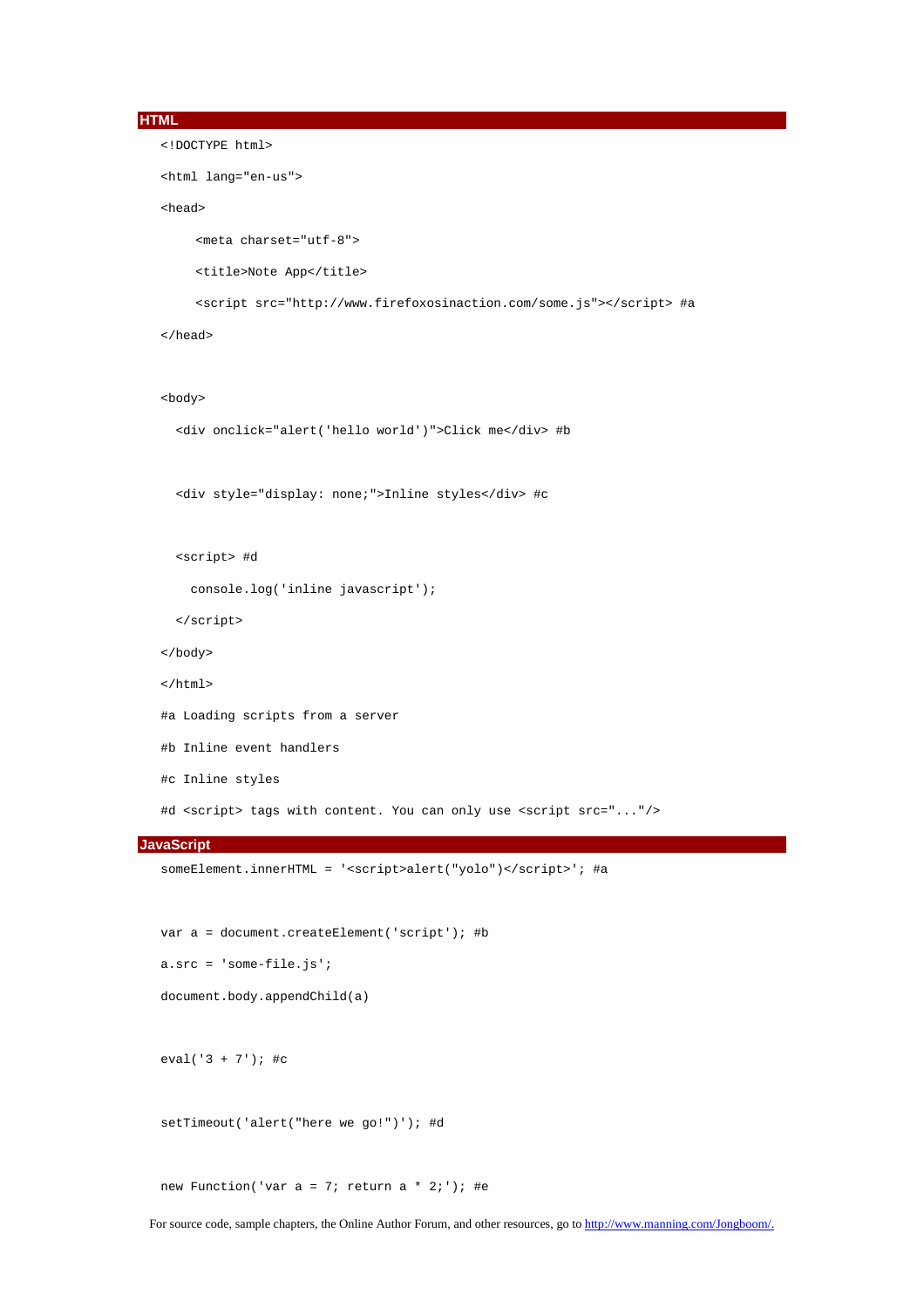### HTML

```
<!DOCTYPE html>
<html lang="en-us">
<head>
    <meta charset="utf-8">
    <title>Note App</title>
    <script src="http://www.firefoxosinaction.com/some.js"></script> #a
</head>

<body>
  <div onclick="alert('hello world')">Click me</div> #b

  <div style="display: none;">Inline styles</div> #c

  <script> #d
    console.log('inline javascript');
  </script>
</body>
</html>
#a Loading scripts from a server
#b Inline event handlers
#c Inline styles
#d <script> tags with content. You can only use <script src="..."/>
```

### JavaScript

```
someElement.innerHTML = '<script>alert("yolo")</script>'; #a

var a = document.createElement('script'); #b
a.src = 'some-file.js';
document.body.appendChild(a)

eval('3 + 7'); #c

setTimeout('alert("here we go!")'); #d

new Function('var a = 7; return a * 2;'); #e
```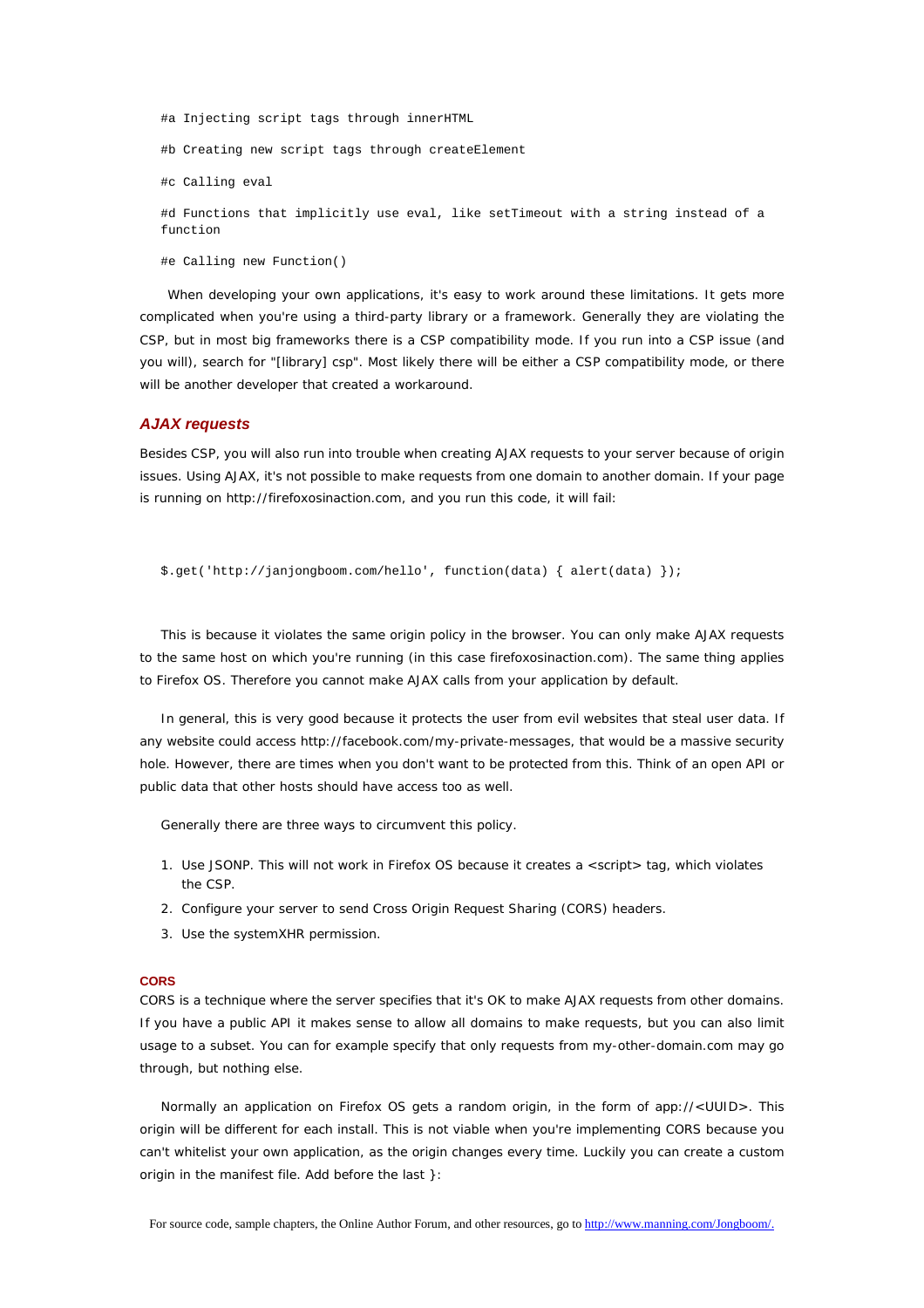```
#a Injecting script tags through innerHTML

#b Creating new script tags through createElement

#c Calling eval

#d Functions that implicitly use eval, like setTimeout with a string instead of a
function

#e Calling new Function()
```

When developing your own applications, it's easy to work around these limitations. It gets more complicated when you're using a third-party library or a framework. Generally they are violating the CSP, but in most big frameworks there is a CSP compatibility mode. If you run into a CSP issue (and you will), search for "[library] csp". Most likely there will be either a CSP compatibility mode, or there will be another developer that created a workaround.

### *AJAX requests*

Besides CSP, you will also run into trouble when creating AJAX requests to your server because of origin issues. Using AJAX, it's not possible to make requests from one domain to another domain. If your page is running on http://firefoxosinaction.com, and you run this code, it will fail:

```
$.get('http://janjongboom.com/hello', function(data) { alert(data) });
```

This is because it violates the same origin policy in the browser. You can only make AJAX requests to the same host on which you're running (in this case firefoxosinaction.com). The same thing applies to Firefox OS. Therefore you cannot make AJAX calls from your application by default.

In general, this is very good because it protects the user from evil websites that steal user data. If any website could access http://facebook.com/my-private-messages, that would be a massive security hole. However, there are times when you don't want to be protected from this. Think of an open API or public data that other hosts should have access too as well.

Generally there are three ways to circumvent this policy.

1. Use JSONP. This will not work in Firefox OS because it creates a <script> tag, which violates the CSP.
2. Configure your server to send Cross Origin Request Sharing (CORS) headers.
3. Use the systemXHR permission.

#### CORS

CORS is a technique where the server specifies that it's OK to make AJAX requests from other domains. If you have a public API it makes sense to allow all domains to make requests, but you can also limit usage to a subset. You can for example specify that only requests from my-other-domain.com may go through, but nothing else.

Normally an application on Firefox OS gets a random origin, in the form of app://<UUID>. This origin will be different for each install. This is not viable when you're implementing CORS because you can't whitelist your own application, as the origin changes every time. Luckily you can create a custom origin in the manifest file. Add before the last }: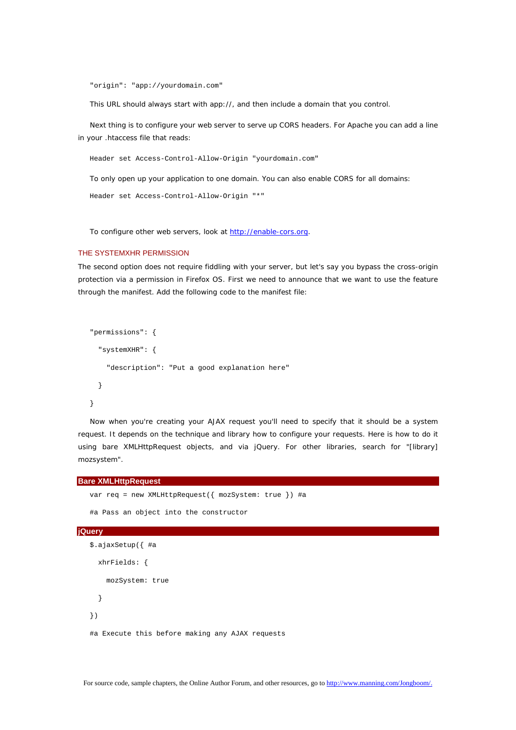```
"origin": "app://yourdomain.com"
```

This URL should always start with app://, and then include a domain that you control.

Next thing is to configure your web server to serve up CORS headers. For Apache you can add a line in your .htaccess file that reads:

```
Header set Access-Control-Allow-Origin "yourdomain.com"
```

To only open up your application to one domain. You can also enable CORS for all domains:

```
Header set Access-Control-Allow-Origin "*"
```

To configure other web servers, look at http://enable-cors.org.

### THE SYSTEMXHR PERMISSION

The second option does not require fiddling with your server, but let's say you bypass the cross-origin protection via a permission in Firefox OS. First we need to announce that we want to use the feature through the manifest. Add the following code to the manifest file:

```
"permissions": {
  "systemXHR": {
    "description": "Put a good explanation here"
  }
}
```

Now when you're creating your AJAX request you'll need to specify that it should be a system request. It depends on the technique and library how to configure your requests. Here is how to do it using bare XMLHttpRequest objects, and via jQuery. For other libraries, search for "[library] mozsystem".

**Bare XMLHttpRequest**

```
var req = new XMLHttpRequest({ mozSystem: true }) #a

#a Pass an object into the constructor
```

**jQuery**

```
$.ajaxSetup({ #a
  xhrFields: {
    mozSystem: true
  }
})

#a Execute this before making any AJAX requests
```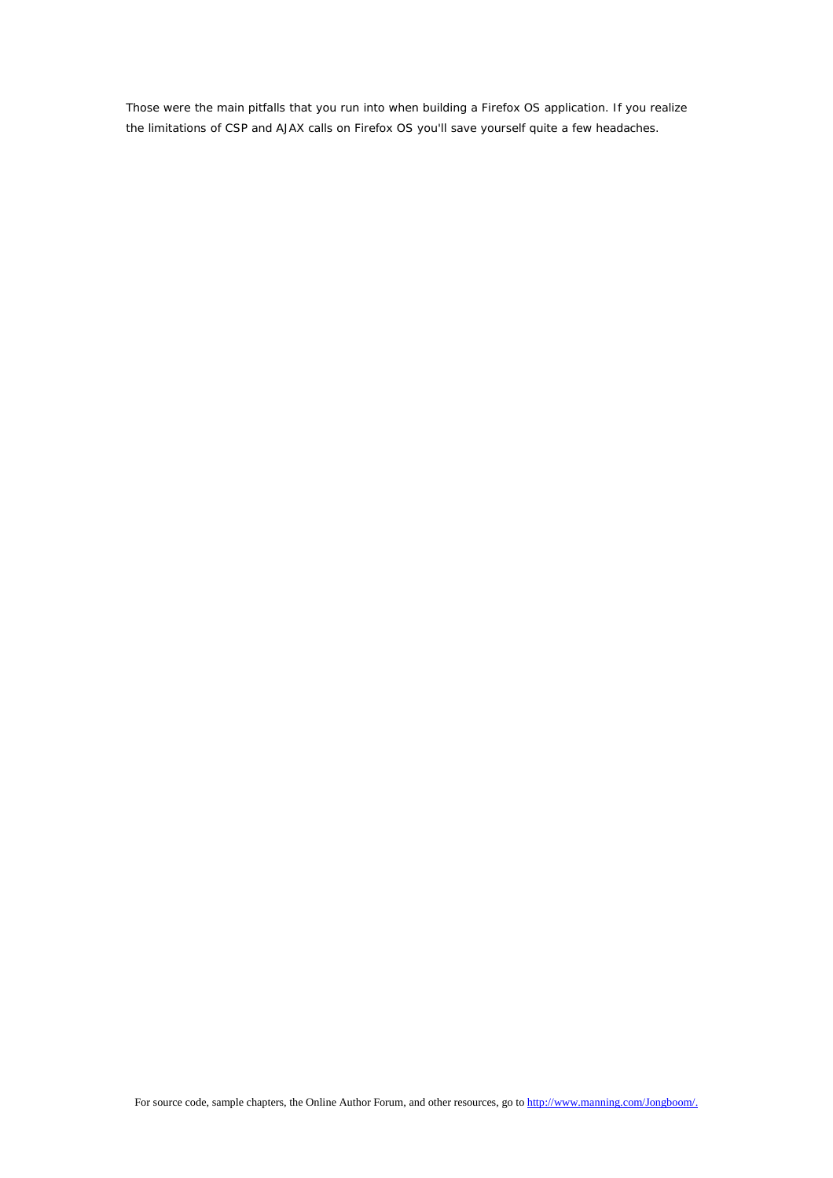Those were the main pitfalls that you run into when building a Firefox OS application. If you realize the limitations of CSP and AJAX calls on Firefox OS you'll save yourself quite a few headaches.